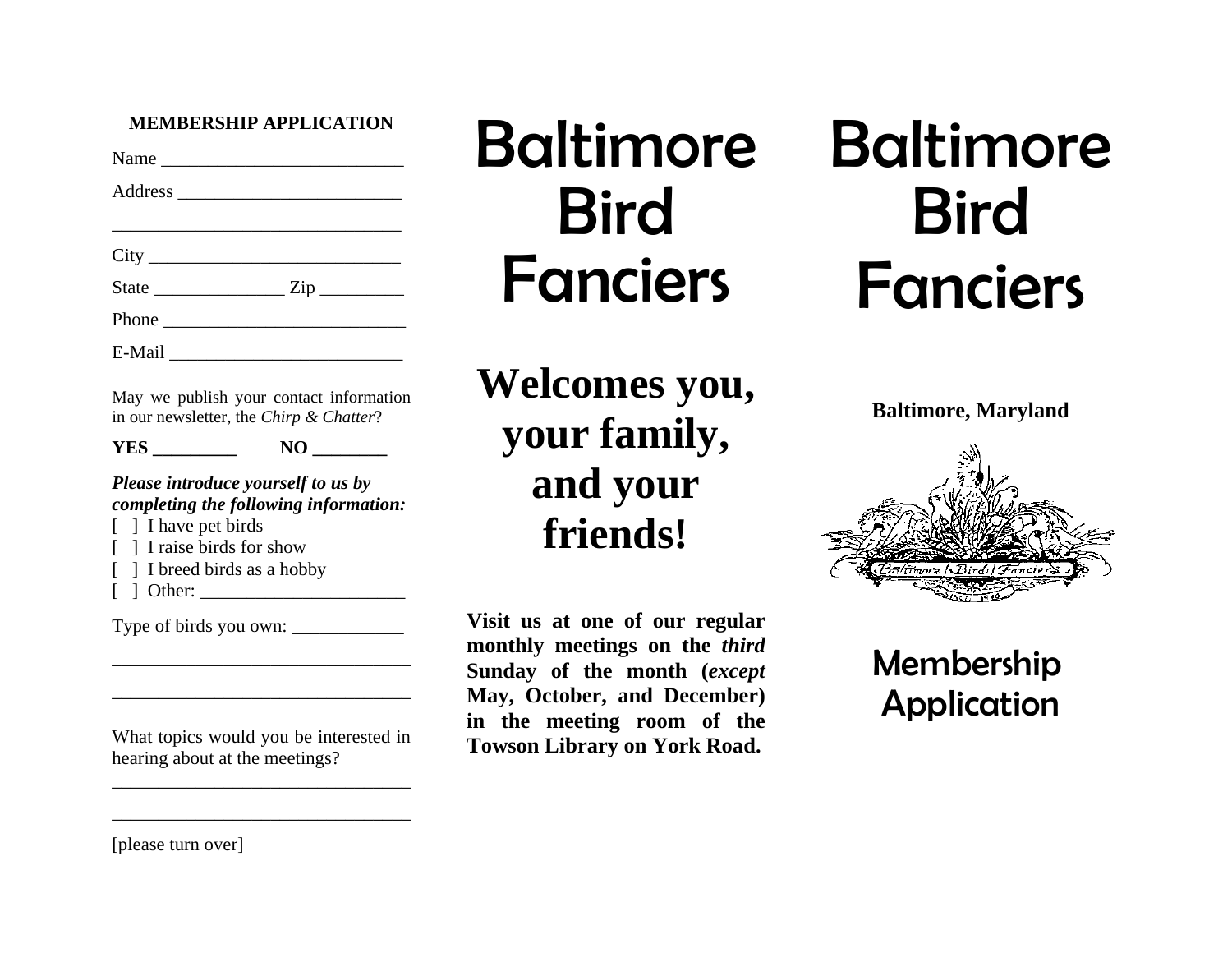**MEMBERSHIP APPLICATION**

Name _________________________

Address ________________________

_______________________________

City ___________________________

State ______________ Zip _________

Phone __________________________

E-Mail _________________________

May we publish your contact information in our newsletter, the *Chirp & Chatter*?

**YES _________ NO ________**

***Please introduce yourself to us by completing the following information:***

[ ] I have pet birds
[ ] I raise birds for show
[ ] I breed birds as a hobby
[ ] Other: ______________________

Type of birds you own: ____________

________________________________

________________________________

What topics would you be interested in hearing about at the meetings?

________________________________

________________________________

[please turn over]

# Baltimore Bird Fanciers

## Welcomes you, your family, and your friends!

**Visit us at one of our regular monthly meetings on the *third* Sunday of the month (*except* May, October, and December) in the meeting room of the Towson Library on York Road.**

# Baltimore Bird Fanciers

**Baltimore, Maryland**

## Membership Application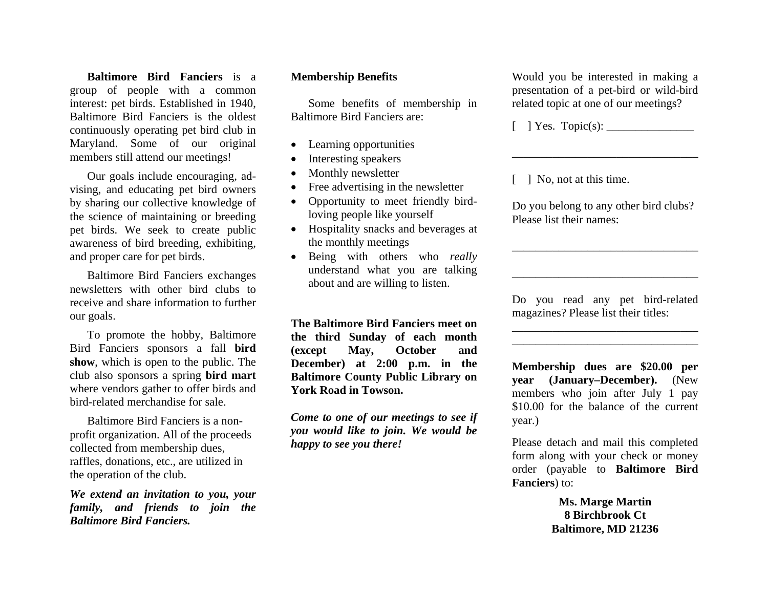**Baltimore Bird Fanciers** is a group of people with a common interest: pet birds. Established in 1940, Baltimore Bird Fanciers is the oldest continuously operating pet bird club in Maryland. Some of our original members still attend our meetings!

Our goals include encouraging, advising, and educating pet bird owners by sharing our collective knowledge of the science of maintaining or breeding pet birds. We seek to create public awareness of bird breeding, exhibiting, and proper care for pet birds.

Baltimore Bird Fanciers exchanges newsletters with other bird clubs to receive and share information to further our goals.

To promote the hobby, Baltimore Bird Fanciers sponsors a fall **bird show**, which is open to the public. The club also sponsors a spring **bird mart** where vendors gather to offer birds and bird-related merchandise for sale.

Baltimore Bird Fanciers is a non-profit organization. All of the proceeds collected from membership dues, raffles, donations, etc., are utilized in the operation of the club.

***We extend an invitation to you, your family, and friends to join the Baltimore Bird Fanciers.***

**Membership Benefits**

Some benefits of membership in Baltimore Bird Fanciers are:

- Learning opportunities
- Interesting speakers
- Monthly newsletter
- Free advertising in the newsletter
- Opportunity to meet friendly bird-loving people like yourself
- Hospitality snacks and beverages at the monthly meetings
- Being with others who *really* understand what you are talking about and are willing to listen.

**The Baltimore Bird Fanciers meet on the third Sunday of each month (except May, October and December) at 2:00 p.m. in the Baltimore County Public Library on York Road in Towson.**

***Come to one of our meetings to see if you would like to join. We would be happy to see you there!***

Would you be interested in making a presentation of a pet-bird or wild-bird related topic at one of our meetings?

[ ] Yes. Topic(s): _______________

_________________________________

[ ] No, not at this time.

Do you belong to any other bird clubs? Please list their names:

_________________________________

_________________________________

Do you read any pet bird-related magazines? Please list their titles:

_________________________________

_________________________________

**Membership dues are $20.00 per year (January–December).** (New members who join after July 1 pay $10.00 for the balance of the current year.)

Please detach and mail this completed form along with your check or money order (payable to **Baltimore Bird Fanciers**) to:

**Ms. Marge Martin**
**8 Birchbrook Ct**
**Baltimore, MD 21236**